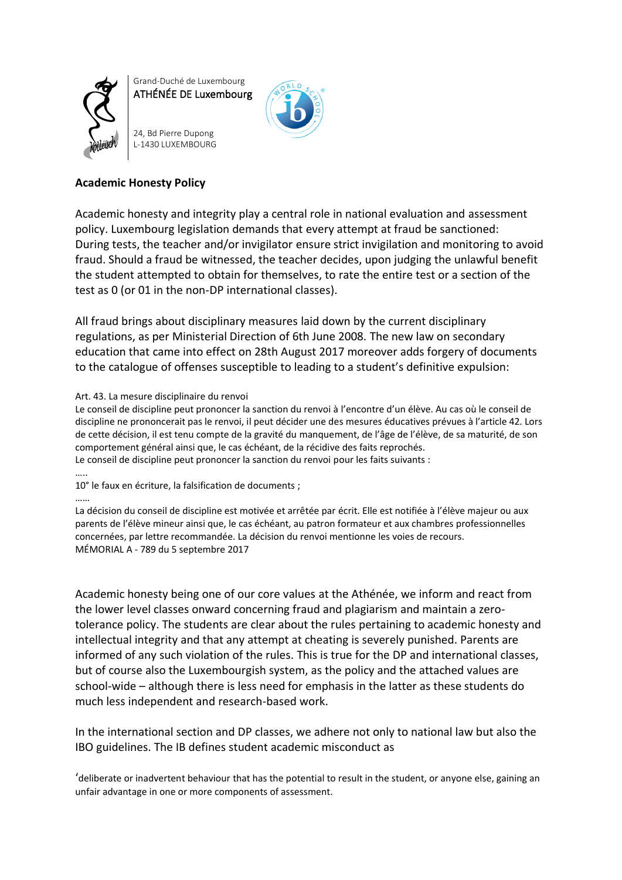Grand-Duché de Luxembourg
ATHÉNÉE DE Luxembourg

24, Bd Pierre Dupong
L-1430 LUXEMBOURG

**Academic Honesty Policy**

Academic honesty and integrity play a central role in national evaluation and assessment policy. Luxembourg legislation demands that every attempt at fraud be sanctioned: During tests, the teacher and/or invigilator ensure strict invigilation and monitoring to avoid fraud. Should a fraud be witnessed, the teacher decides, upon judging the unlawful benefit the student attempted to obtain for themselves, to rate the entire test or a section of the test as 0 (or 01 in the non-DP international classes).

All fraud brings about disciplinary measures laid down by the current disciplinary regulations, as per Ministerial Direction of 6th June 2008. The new law on secondary education that came into effect on 28th August 2017 moreover adds forgery of documents to the catalogue of offenses susceptible to leading to a student's definitive expulsion:

Art. 43. La mesure disciplinaire du renvoi
Le conseil de discipline peut prononcer la sanction du renvoi à l'encontre d'un élève. Au cas où le conseil de discipline ne prononcerait pas le renvoi, il peut décider une des mesures éducatives prévues à l'article 42. Lors de cette décision, il est tenu compte de la gravité du manquement, de l'âge de l'élève, de sa maturité, de son comportement général ainsi que, le cas échéant, de la récidive des faits reprochés.
Le conseil de discipline peut prononcer la sanction du renvoi pour les faits suivants :
…..
10° le faux en écriture, la falsification de documents ;
……
La décision du conseil de discipline est motivée et arrêtée par écrit. Elle est notifiée à l'élève majeur ou aux parents de l'élève mineur ainsi que, le cas échéant, au patron formateur et aux chambres professionnelles concernées, par lettre recommandée. La décision du renvoi mentionne les voies de recours.
MÉMORIAL A - 789 du 5 septembre 2017

Academic honesty being one of our core values at the Athénée, we inform and react from the lower level classes onward concerning fraud and plagiarism and maintain a zero-tolerance policy. The students are clear about the rules pertaining to academic honesty and intellectual integrity and that any attempt at cheating is severely punished. Parents are informed of any such violation of the rules. This is true for the DP and international classes, but of course also the Luxembourgish system, as the policy and the attached values are school-wide – although there is less need for emphasis in the latter as these students do much less independent and research-based work.

In the international section and DP classes, we adhere not only to national law but also the IBO guidelines. The IB defines student academic misconduct as

'deliberate or inadvertent behaviour that has the potential to result in the student, or anyone else, gaining an unfair advantage in one or more components of assessment.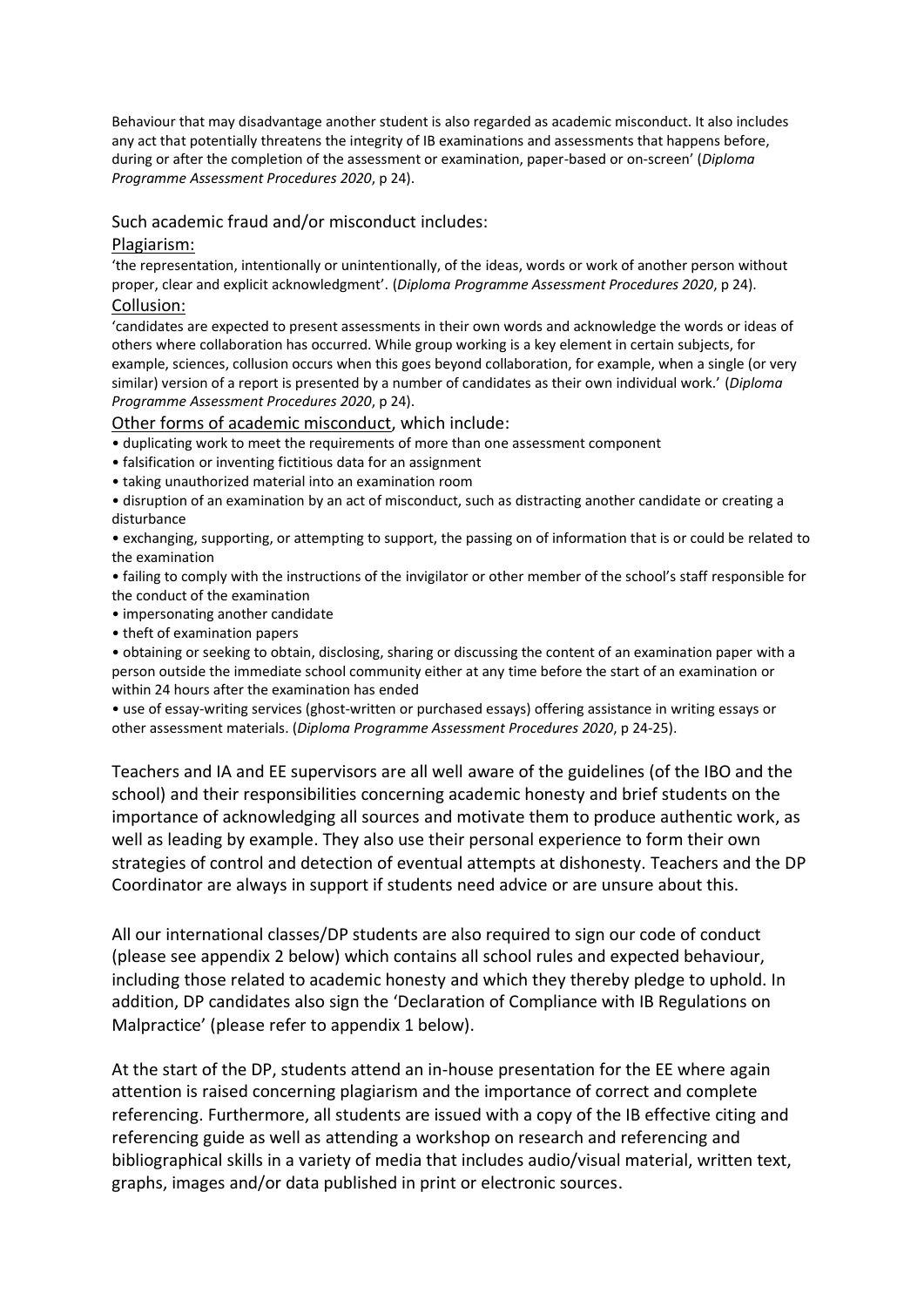Behaviour that may disadvantage another student is also regarded as academic misconduct. It also includes any act that potentially threatens the integrity of IB examinations and assessments that happens before, during or after the completion of the assessment or examination, paper-based or on-screen' (*Diploma Programme Assessment Procedures 2020*, p 24).

Such academic fraud and/or misconduct includes:

Plagiarism:

'the representation, intentionally or unintentionally, of the ideas, words or work of another person without proper, clear and explicit acknowledgment'. (*Diploma Programme Assessment Procedures 2020*, p 24).

Collusion:

'candidates are expected to present assessments in their own words and acknowledge the words or ideas of others where collaboration has occurred. While group working is a key element in certain subjects, for example, sciences, collusion occurs when this goes beyond collaboration, for example, when a single (or very similar) version of a report is presented by a number of candidates as their own individual work.' (*Diploma Programme Assessment Procedures 2020*, p 24).

Other forms of academic misconduct, which include:

- duplicating work to meet the requirements of more than one assessment component
- falsification or inventing fictitious data for an assignment
- taking unauthorized material into an examination room
- disruption of an examination by an act of misconduct, such as distracting another candidate or creating a disturbance
- exchanging, supporting, or attempting to support, the passing on of information that is or could be related to the examination
- failing to comply with the instructions of the invigilator or other member of the school's staff responsible for the conduct of the examination
- impersonating another candidate
- theft of examination papers
- obtaining or seeking to obtain, disclosing, sharing or discussing the content of an examination paper with a person outside the immediate school community either at any time before the start of an examination or within 24 hours after the examination has ended
- use of essay-writing services (ghost-written or purchased essays) offering assistance in writing essays or other assessment materials. (*Diploma Programme Assessment Procedures 2020*, p 24-25).

Teachers and IA and EE supervisors are all well aware of the guidelines (of the IBO and the school) and their responsibilities concerning academic honesty and brief students on the importance of acknowledging all sources and motivate them to produce authentic work, as well as leading by example. They also use their personal experience to form their own strategies of control and detection of eventual attempts at dishonesty. Teachers and the DP Coordinator are always in support if students need advice or are unsure about this.

All our international classes/DP students are also required to sign our code of conduct (please see appendix 2 below) which contains all school rules and expected behaviour, including those related to academic honesty and which they thereby pledge to uphold. In addition, DP candidates also sign the 'Declaration of Compliance with IB Regulations on Malpractice' (please refer to appendix 1 below).

At the start of the DP, students attend an in-house presentation for the EE where again attention is raised concerning plagiarism and the importance of correct and complete referencing. Furthermore, all students are issued with a copy of the IB effective citing and referencing guide as well as attending a workshop on research and referencing and bibliographical skills in a variety of media that includes audio/visual material, written text, graphs, images and/or data published in print or electronic sources.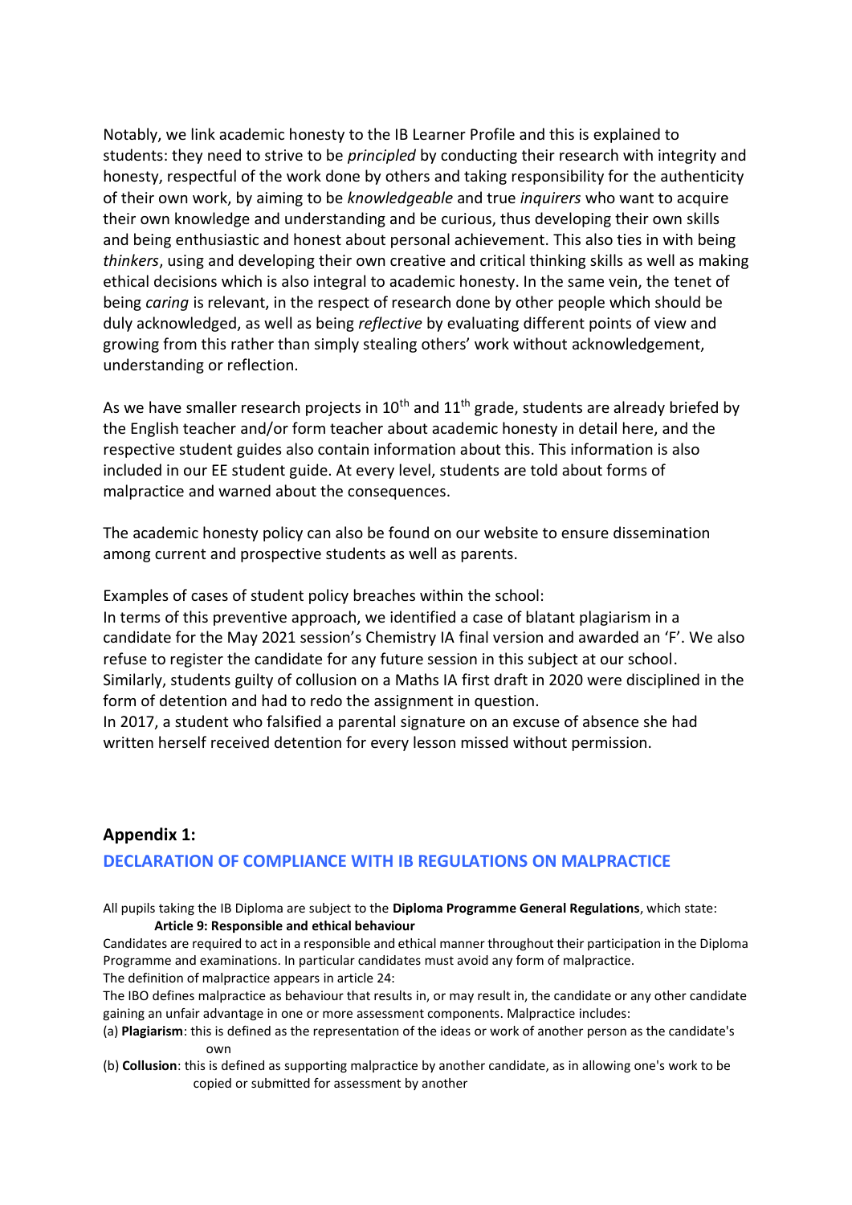Notably, we link academic honesty to the IB Learner Profile and this is explained to students: they need to strive to be *principled* by conducting their research with integrity and honesty, respectful of the work done by others and taking responsibility for the authenticity of their own work, by aiming to be *knowledgeable* and true *inquirers* who want to acquire their own knowledge and understanding and be curious, thus developing their own skills and being enthusiastic and honest about personal achievement. This also ties in with being *thinkers*, using and developing their own creative and critical thinking skills as well as making ethical decisions which is also integral to academic honesty. In the same vein, the tenet of being *caring* is relevant, in the respect of research done by other people which should be duly acknowledged, as well as being *reflective* by evaluating different points of view and growing from this rather than simply stealing others' work without acknowledgement, understanding or reflection.

As we have smaller research projects in 10th and 11th grade, students are already briefed by the English teacher and/or form teacher about academic honesty in detail here, and the respective student guides also contain information about this. This information is also included in our EE student guide. At every level, students are told about forms of malpractice and warned about the consequences.

The academic honesty policy can also be found on our website to ensure dissemination among current and prospective students as well as parents.

Examples of cases of student policy breaches within the school:
In terms of this preventive approach, we identified a case of blatant plagiarism in a candidate for the May 2021 session's Chemistry IA final version and awarded an 'F'. We also refuse to register the candidate for any future session in this subject at our school. Similarly, students guilty of collusion on a Maths IA first draft in 2020 were disciplined in the form of detention and had to redo the assignment in question.
In 2017, a student who falsified a parental signature on an excuse of absence she had written herself received detention for every lesson missed without permission.

## Appendix 1:

### DECLARATION OF COMPLIANCE WITH IB REGULATIONS ON MALPRACTICE

All pupils taking the IB Diploma are subject to the **Diploma Programme General Regulations**, which state:

**Article 9: Responsible and ethical behaviour**

Candidates are required to act in a responsible and ethical manner throughout their participation in the Diploma Programme and examinations. In particular candidates must avoid any form of malpractice.
The definition of malpractice appears in article 24:
The IBO defines malpractice as behaviour that results in, or may result in, the candidate or any other candidate gaining an unfair advantage in one or more assessment components. Malpractice includes:

(a) **Plagiarism**: this is defined as the representation of the ideas or work of another person as the candidate's own

(b) **Collusion**: this is defined as supporting malpractice by another candidate, as in allowing one's work to be copied or submitted for assessment by another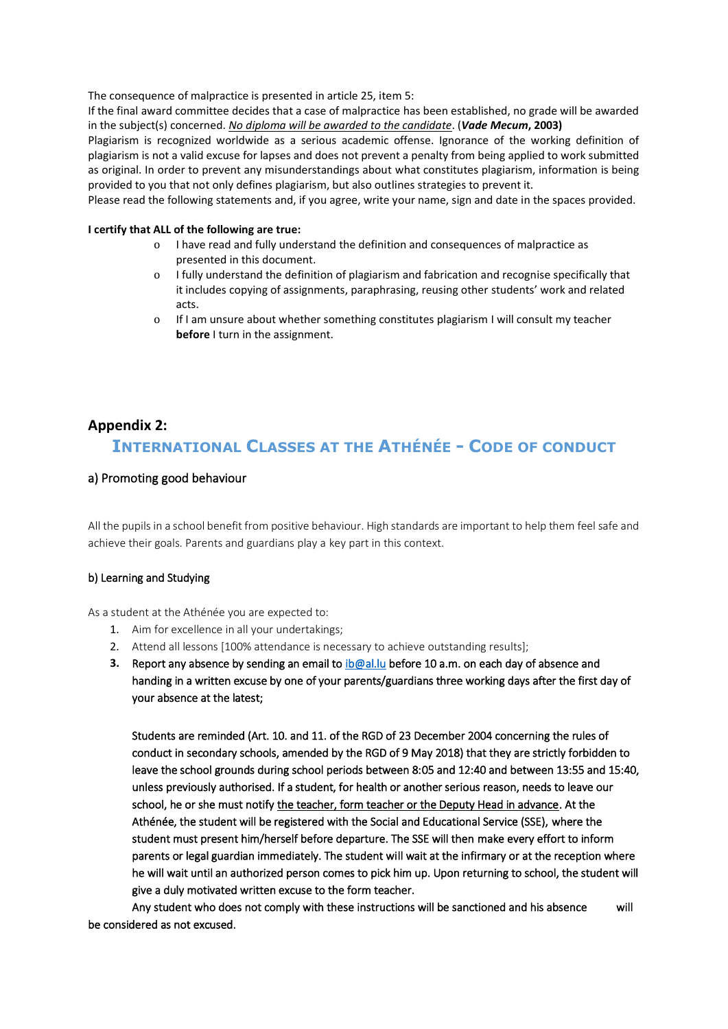The consequence of malpractice is presented in article 25, item 5:
If the final award committee decides that a case of malpractice has been established, no grade will be awarded in the subject(s) concerned. _No diploma will be awarded to the candidate_. (***Vade Mecum*, 2003)**
Plagiarism is recognized worldwide as a serious academic offense. Ignorance of the working definition of plagiarism is not a valid excuse for lapses and does not prevent a penalty from being applied to work submitted as original. In order to prevent any misunderstandings about what constitutes plagiarism, information is being provided to you that not only defines plagiarism, but also outlines strategies to prevent it.
Please read the following statements and, if you agree, write your name, sign and date in the spaces provided.

**I certify that ALL of the following are true:**

- I have read and fully understand the definition and consequences of malpractice as presented in this document.
- I fully understand the definition of plagiarism and fabrication and recognise specifically that it includes copying of assignments, paraphrasing, reusing other students' work and related acts.
- If I am unsure about whether something constitutes plagiarism I will consult my teacher **before** I turn in the assignment.

## Appendix 2:

### INTERNATIONAL CLASSES AT THE ATHÉNÉE - CODE OF CONDUCT

a) Promoting good behaviour

All the pupils in a school benefit from positive behaviour. High standards are important to help them feel safe and achieve their goals. Parents and guardians play a key part in this context.

b) Learning and Studying

As a student at the Athénée you are expected to:

1. Aim for excellence in all your undertakings;
2. Attend all lessons [100% attendance is necessary to achieve outstanding results];
3. Report any absence by sending an email to ib@al.lu before 10 a.m. on each day of absence and handing in a written excuse by one of your parents/guardians three working days after the first day of your absence at the latest;

   Students are reminded (Art. 10. and 11. of the RGD of 23 December 2004 concerning the rules of conduct in secondary schools, amended by the RGD of 9 May 2018) that they are strictly forbidden to leave the school grounds during school periods between 8:05 and 12:40 and between 13:55 and 15:40, unless previously authorised. If a student, for health or another serious reason, needs to leave our school, he or she must notify _the teacher, form teacher or the Deputy Head in advance_. At the Athénée, the student will be registered with the Social and Educational Service (SSE), where the student must present him/herself before departure. The SSE will then make every effort to inform parents or legal guardian immediately. The student will wait at the infirmary or at the reception where he will wait until an authorized person comes to pick him up. Upon returning to school, the student will give a duly motivated written excuse to the form teacher.

   Any student who does not comply with these instructions will be sanctioned and his absence will be considered as not excused.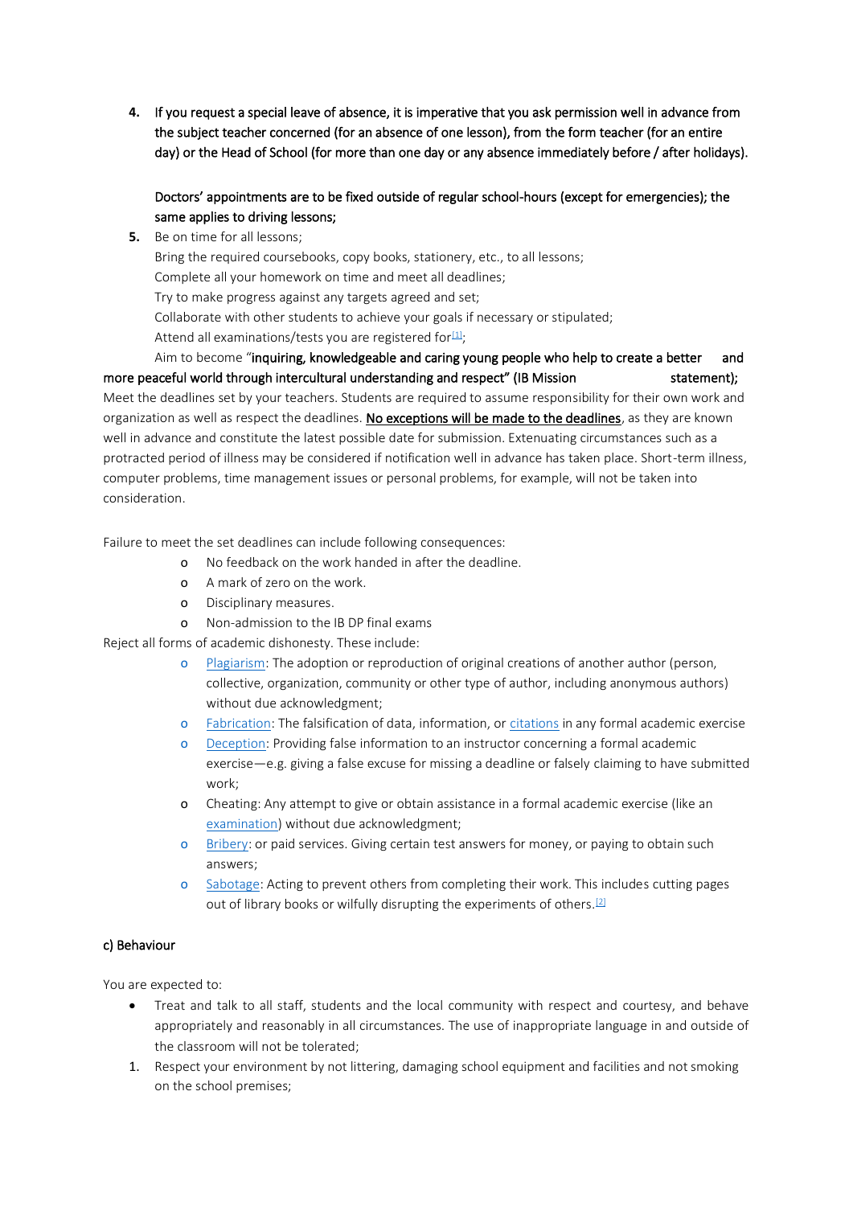4. **If you request a special leave of absence, it is imperative that you ask permission well in advance from the subject teacher concerned (for an absence of one lesson), from the form teacher (for an entire day) or the Head of School (for more than one day or any absence immediately before / after holidays).**

   **Doctors' appointments are to be fixed outside of regular school-hours (except for emergencies); the same applies to driving lessons;**

5. Be on time for all lessons;
   Bring the required coursebooks, copy books, stationery, etc., to all lessons;
   Complete all your homework on time and meet all deadlines;
   Try to make progress against any targets agreed and set;
   Collaborate with other students to achieve your goals if necessary or stipulated;
   Attend all examinations/tests you are registered for[1];
   Aim to become "**inquiring, knowledgeable and caring young people who help to create a better and more peaceful world through intercultural understanding and respect" (IB Mission statement);**

Meet the deadlines set by your teachers. Students are required to assume responsibility for their own work and organization as well as respect the deadlines. No exceptions will be made to the deadlines, as they are known well in advance and constitute the latest possible date for submission. Extenuating circumstances such as a protracted period of illness may be considered if notification well in advance has taken place. Short-term illness, computer problems, time management issues or personal problems, for example, will not be taken into consideration.

Failure to meet the set deadlines can include following consequences:

- No feedback on the work handed in after the deadline.
- A mark of zero on the work.
- Disciplinary measures.
- Non-admission to the IB DP final exams

Reject all forms of academic dishonesty. These include:

- Plagiarism: The adoption or reproduction of original creations of another author (person, collective, organization, community or other type of author, including anonymous authors) without due acknowledgment;
- Fabrication: The falsification of data, information, or citations in any formal academic exercise
- Deception: Providing false information to an instructor concerning a formal academic exercise—e.g. giving a false excuse for missing a deadline or falsely claiming to have submitted work;
- Cheating: Any attempt to give or obtain assistance in a formal academic exercise (like an examination) without due acknowledgment;
- Bribery: or paid services. Giving certain test answers for money, or paying to obtain such answers;
- Sabotage: Acting to prevent others from completing their work. This includes cutting pages out of library books or wilfully disrupting the experiments of others.[2]

### c) Behaviour

You are expected to:

- Treat and talk to all staff, students and the local community with respect and courtesy, and behave appropriately and reasonably in all circumstances. The use of inappropriate language in and outside of the classroom will not be tolerated;

1. Respect your environment by not littering, damaging school equipment and facilities and not smoking on the school premises;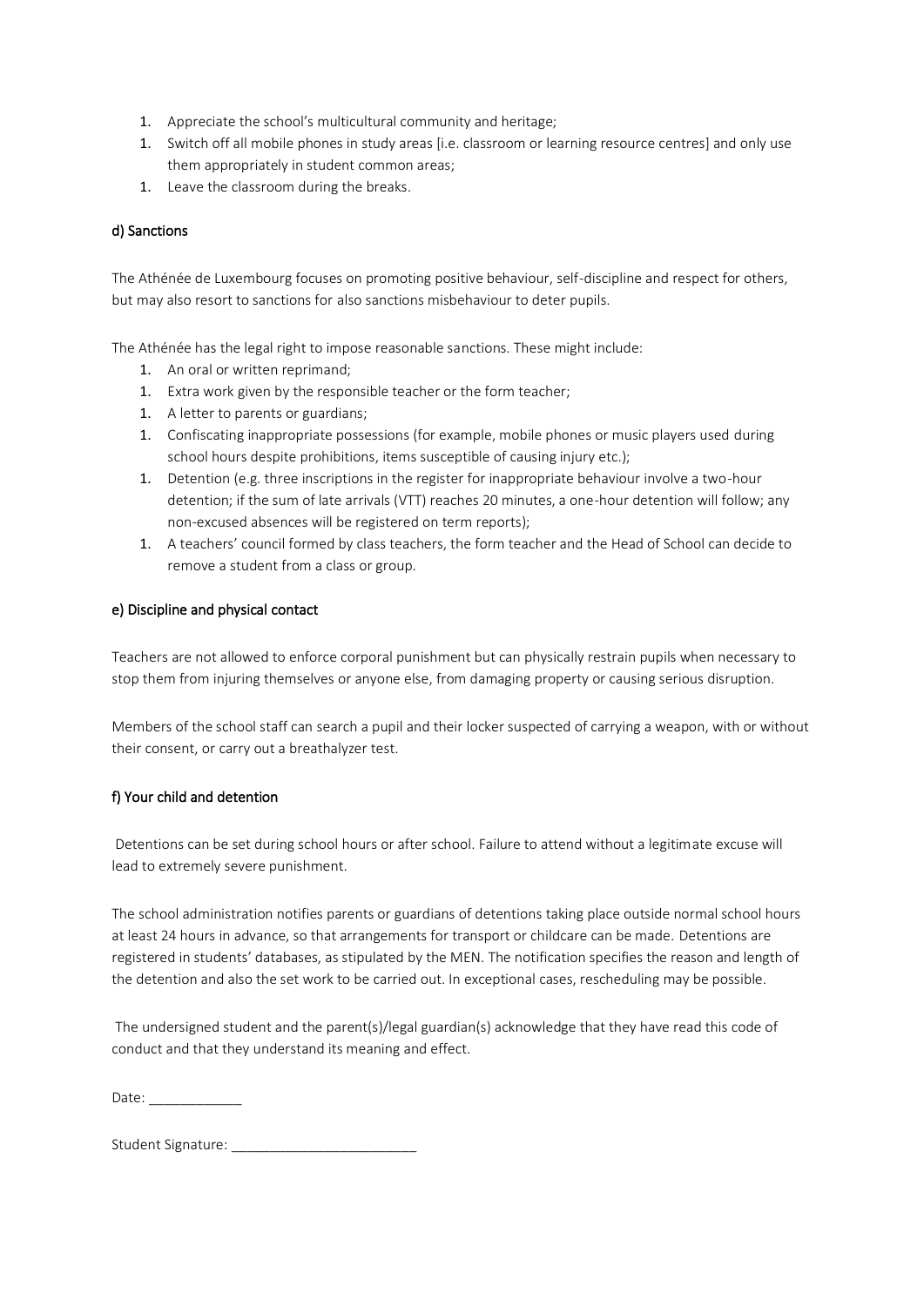1. Appreciate the school's multicultural community and heritage;
1. Switch off all mobile phones in study areas [i.e. classroom or learning resource centres] and only use them appropriately in student common areas;
1. Leave the classroom during the breaks.

### d) Sanctions

The Athénée de Luxembourg focuses on promoting positive behaviour, self-discipline and respect for others, but may also resort to sanctions for also sanctions misbehaviour to deter pupils.

The Athénée has the legal right to impose reasonable sanctions. These might include:

1. An oral or written reprimand;
1. Extra work given by the responsible teacher or the form teacher;
1. A letter to parents or guardians;
1. Confiscating inappropriate possessions (for example, mobile phones or music players used during school hours despite prohibitions, items susceptible of causing injury etc.);
1. Detention (e.g. three inscriptions in the register for inappropriate behaviour involve a two-hour detention; if the sum of late arrivals (VTT) reaches 20 minutes, a one-hour detention will follow; any non-excused absences will be registered on term reports);
1. A teachers' council formed by class teachers, the form teacher and the Head of School can decide to remove a student from a class or group.

### e) Discipline and physical contact

Teachers are not allowed to enforce corporal punishment but can physically restrain pupils when necessary to stop them from injuring themselves or anyone else, from damaging property or causing serious disruption.

Members of the school staff can search a pupil and their locker suspected of carrying a weapon, with or without their consent, or carry out a breathalyzer test.

### f) Your child and detention

Detentions can be set during school hours or after school. Failure to attend without a legitimate excuse will lead to extremely severe punishment.

The school administration notifies parents or guardians of detentions taking place outside normal school hours at least 24 hours in advance, so that arrangements for transport or childcare can be made. Detentions are registered in students' databases, as stipulated by the MEN. The notification specifies the reason and length of the detention and also the set work to be carried out. In exceptional cases, rescheduling may be possible.

The undersigned student and the parent(s)/legal guardian(s) acknowledge that they have read this code of conduct and that they understand its meaning and effect.

Date: ____________

Student Signature: ________________________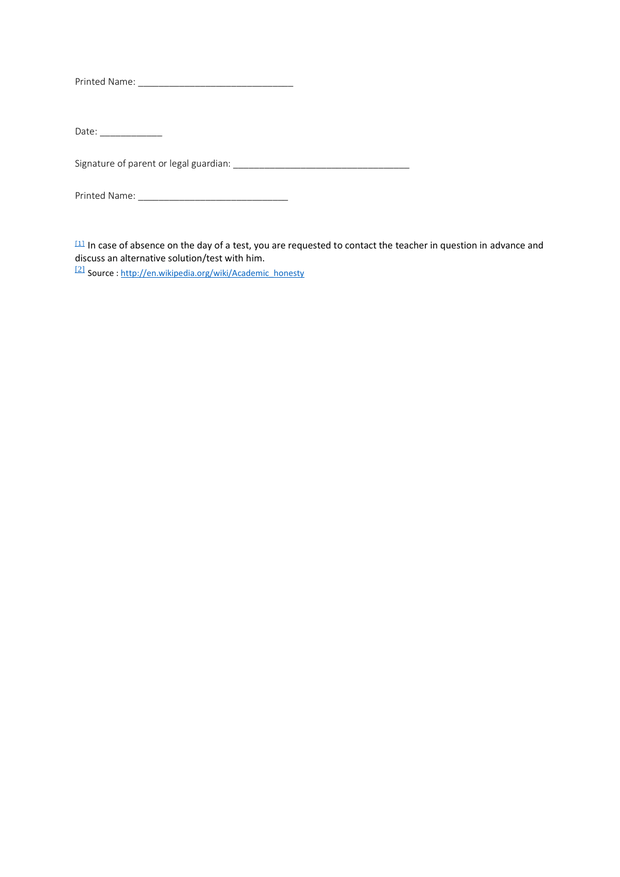Printed Name: ______________________________

Date: ____________

Signature of parent or legal guardian: __________________________________

Printed Name: _____________________________

[1] In case of absence on the day of a test, you are requested to contact the teacher in question in advance and discuss an alternative solution/test with him.

[2] Source : http://en.wikipedia.org/wiki/Academic_honesty